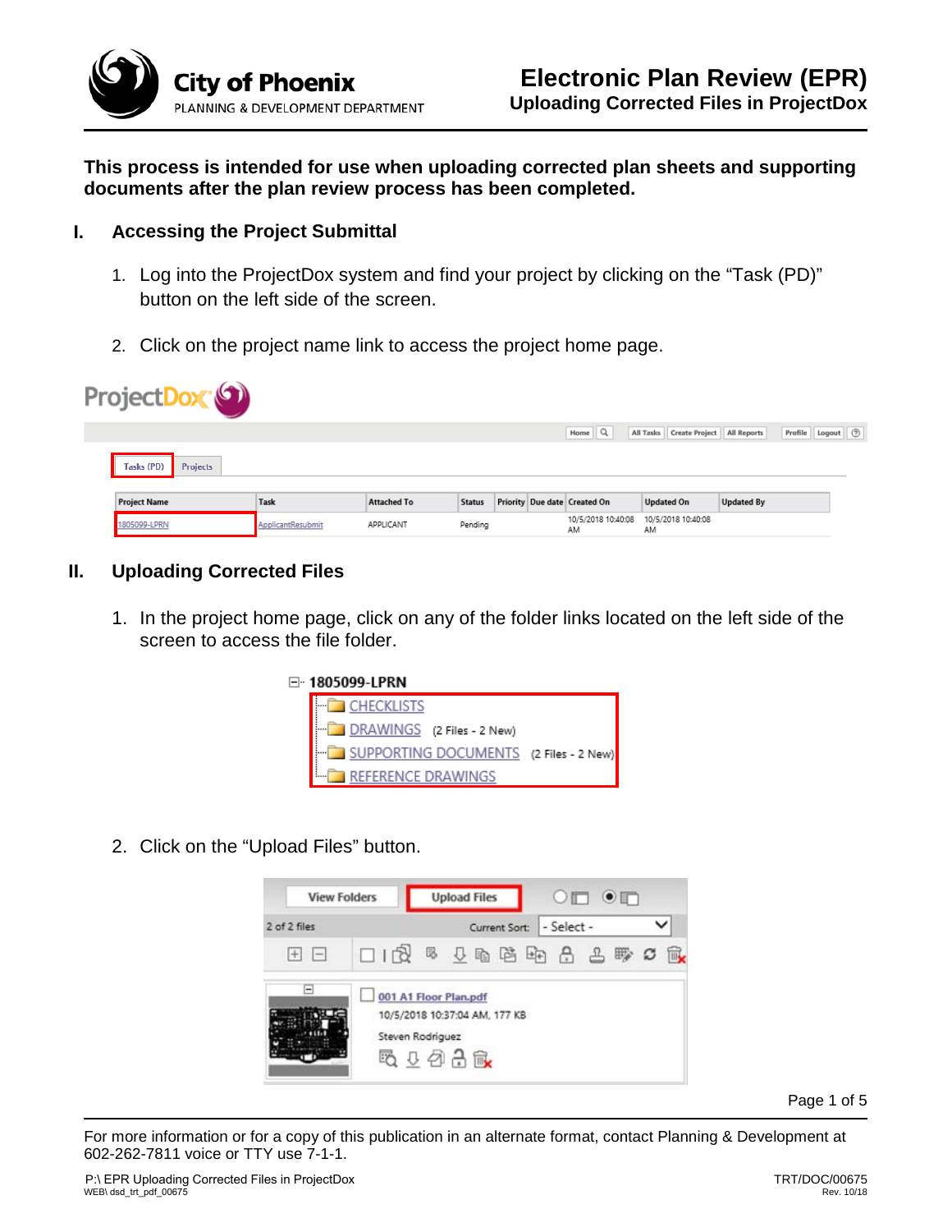# Electronic Plan Review (EPR)

## Uploading Corrected Files in ProjectDox

**This process is intended for use when uploading corrected plan sheets and supporting documents after the plan review process has been completed.**

## I. Accessing the Project Submittal

1. Log into the ProjectDox system and find your project by clicking on the "Task (PD)" button on the left side of the screen.

2. Click on the project name link to access the project home page.

## II. Uploading Corrected Files

1. In the project home page, click on any of the folder links located on the left side of the screen to access the file folder.

2. Click on the "Upload Files" button.

For more information or for a copy of this publication in an alternate format, contact Planning & Development at 602-262-7811 voice or TTY use 7-1-1.

P:\ EPR Uploading Corrected Files in ProjectDox
WEB\ dsd_trt_pdf_00675

TRT/DOC/00675
Rev. 10/18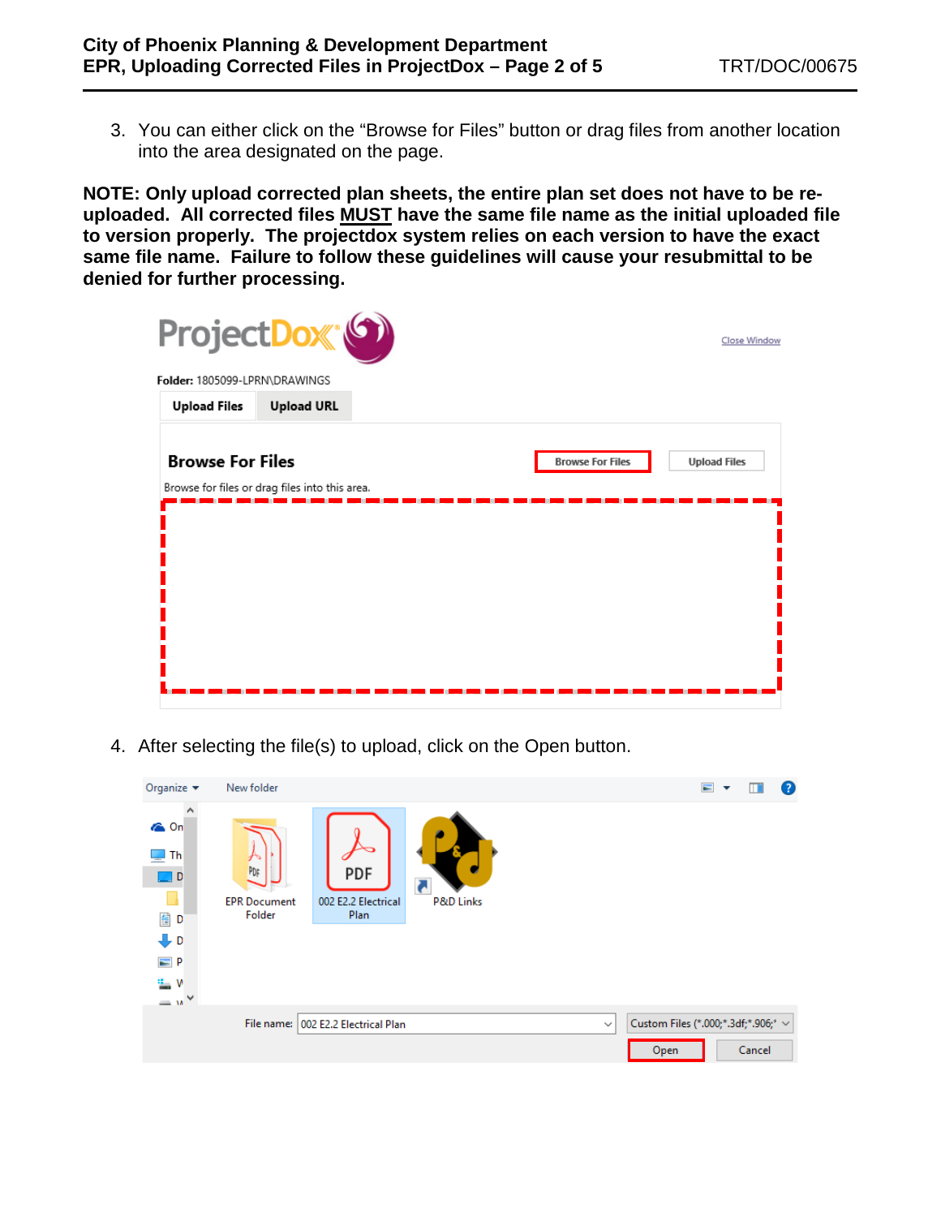3. You can either click on the "Browse for Files" button or drag files from another location into the area designated on the page.

**NOTE: Only upload corrected plan sheets, the entire plan set does not have to be re-uploaded. All corrected files MUST have the same file name as the initial uploaded file to version properly. The projectdox system relies on each version to have the exact same file name. Failure to follow these guidelines will cause your resubmittal to be denied for further processing.**

4. After selecting the file(s) to upload, click on the Open button.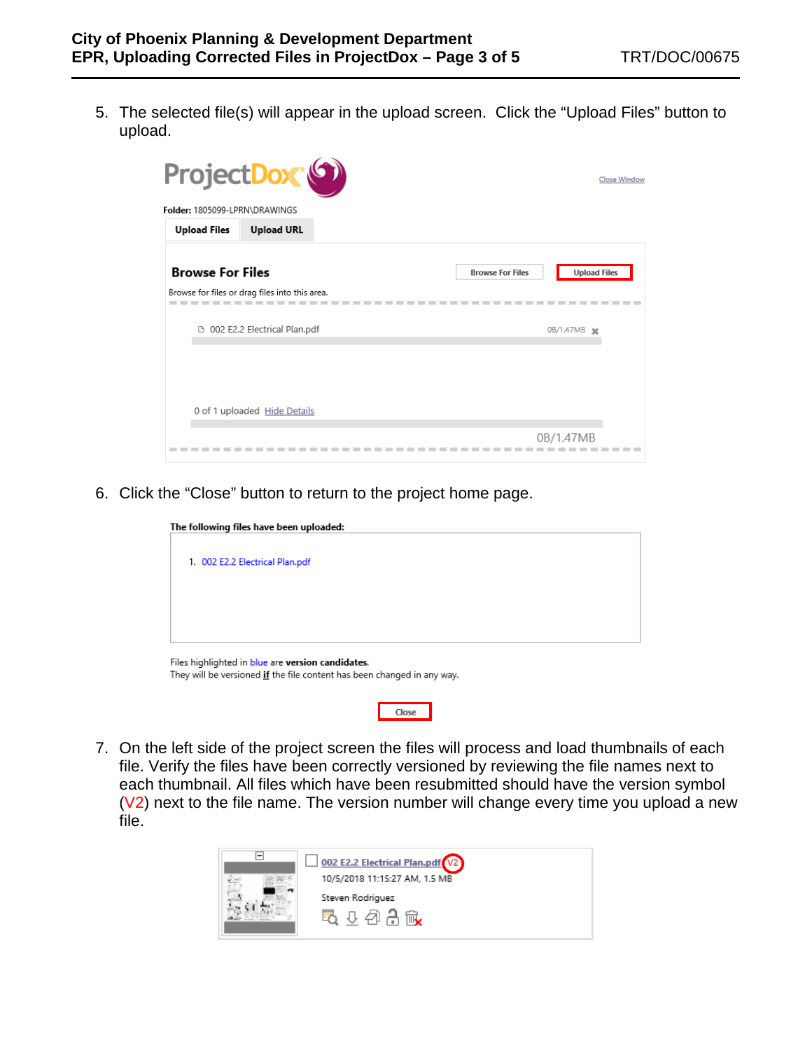5. The selected file(s) will appear in the upload screen. Click the "Upload Files" button to upload.

6. Click the "Close" button to return to the project home page.

7. On the left side of the project screen the files will process and load thumbnails of each file. Verify the files have been correctly versioned by reviewing the file names next to each thumbnail. All files which have been resubmitted should have the version symbol (V2) next to the file name. The version number will change every time you upload a new file.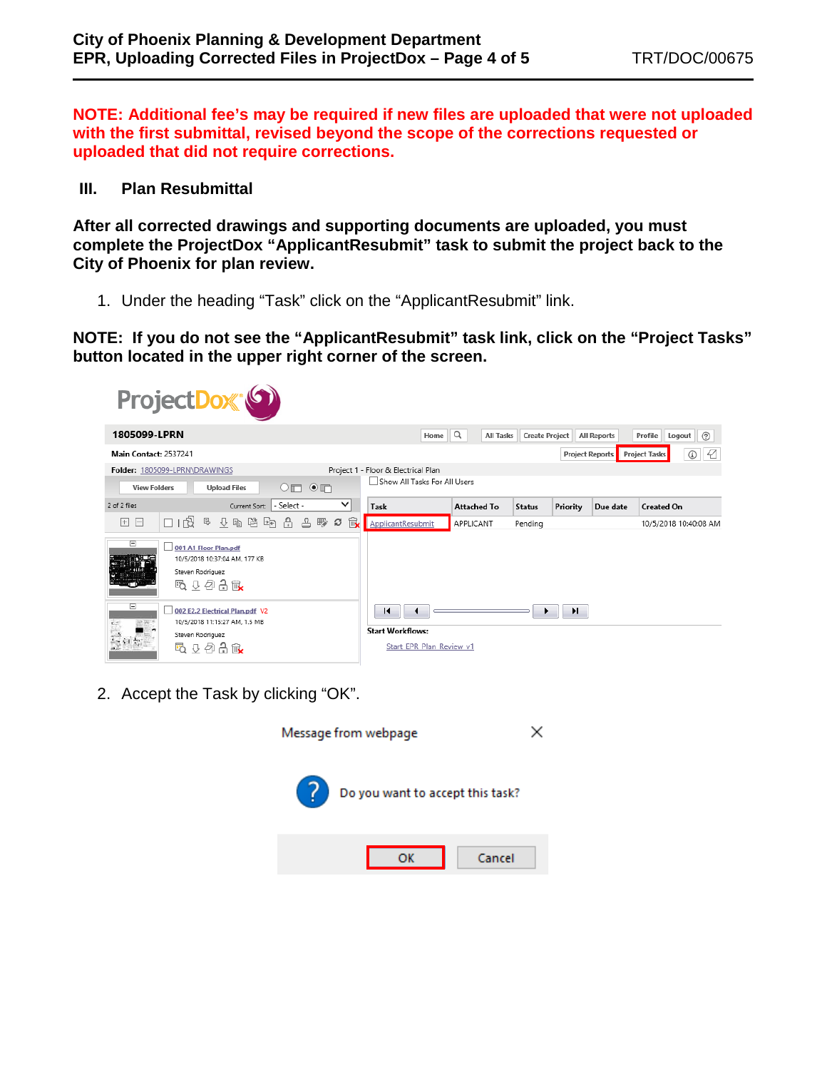**NOTE: Additional fee's may be required if new files are uploaded that were not uploaded with the first submittal, revised beyond the scope of the corrections requested or uploaded that did not require corrections.**

## III. Plan Resubmittal

**After all corrected drawings and supporting documents are uploaded, you must complete the ProjectDox "ApplicantResubmit" task to submit the project back to the City of Phoenix for plan review.**

1. Under the heading "Task" click on the "ApplicantResubmit" link.

**NOTE: If you do not see the "ApplicantResubmit" task link, click on the "Project Tasks" button located in the upper right corner of the screen.**

2. Accept the Task by clicking "OK".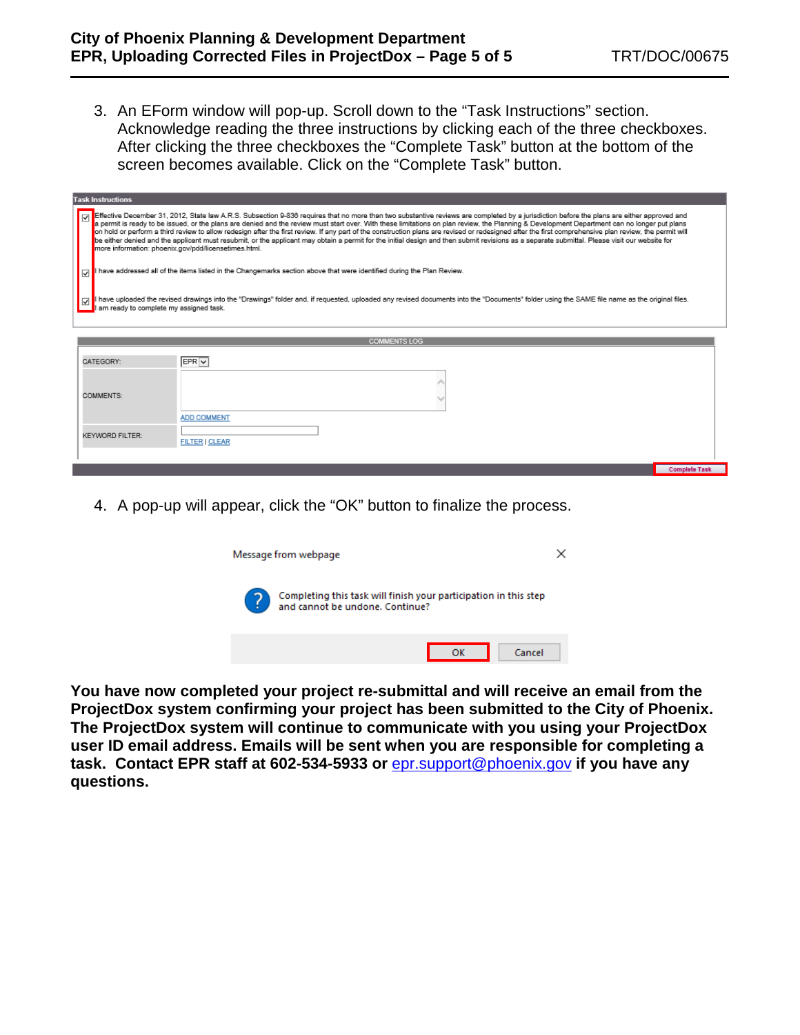3. An EForm window will pop-up. Scroll down to the “Task Instructions” section. Acknowledge reading the three instructions by clicking each of the three checkboxes. After clicking the three checkboxes the “Complete Task” button at the bottom of the screen becomes available. Click on the “Complete Task” button.

**Task Instructions**

- [x] Effective December 31, 2012, State law A.R.S. Subsection 9-836 requires that no more than two substantive reviews are completed by a jurisdiction before the plans are either approved and a permit is ready to be issued, or the plans are denied and the review must start over. With these limitations on plan review, the Planning & Development Department can no longer put plans on hold or perform a third review to allow redesign after the first review. If any part of the construction plans are revised or redesigned after the first comprehensive plan review, the permit will be either denied and the applicant must resubmit, or the applicant may obtain a permit for the initial design and then submit revisions as a separate submittal. Please visit our website for more information: phoenix.gov/pdd/licensetimes.html.
- [x] I have addressed all of the items listed in the Changemarks section above that were identified during the Plan Review.
- [x] I have uploaded the revised drawings into the "Drawings" folder and, if requested, uploaded any revised documents into the "Documents" folder using the SAME file name as the original files. I am ready to complete my assigned task.

**COMMENTS LOG**

| | |
|---|---|
| CATEGORY: | EPR |
| COMMENTS: | ADD COMMENT |
| KEYWORD FILTER: | FILTER \| CLEAR |

Complete Task

4. A pop-up will appear, click the “OK” button to finalize the process.

Message from webpage

Completing this task will finish your participation in this step and cannot be undone. Continue?

OK Cancel

**You have now completed your project re-submittal and will receive an email from the ProjectDox system confirming your project has been submitted to the City of Phoenix. The ProjectDox system will continue to communicate with you using your ProjectDox user ID email address. Emails will be sent when you are responsible for completing a task. Contact EPR staff at 602-534-5933 or** epr.support@phoenix.gov **if you have any questions.**